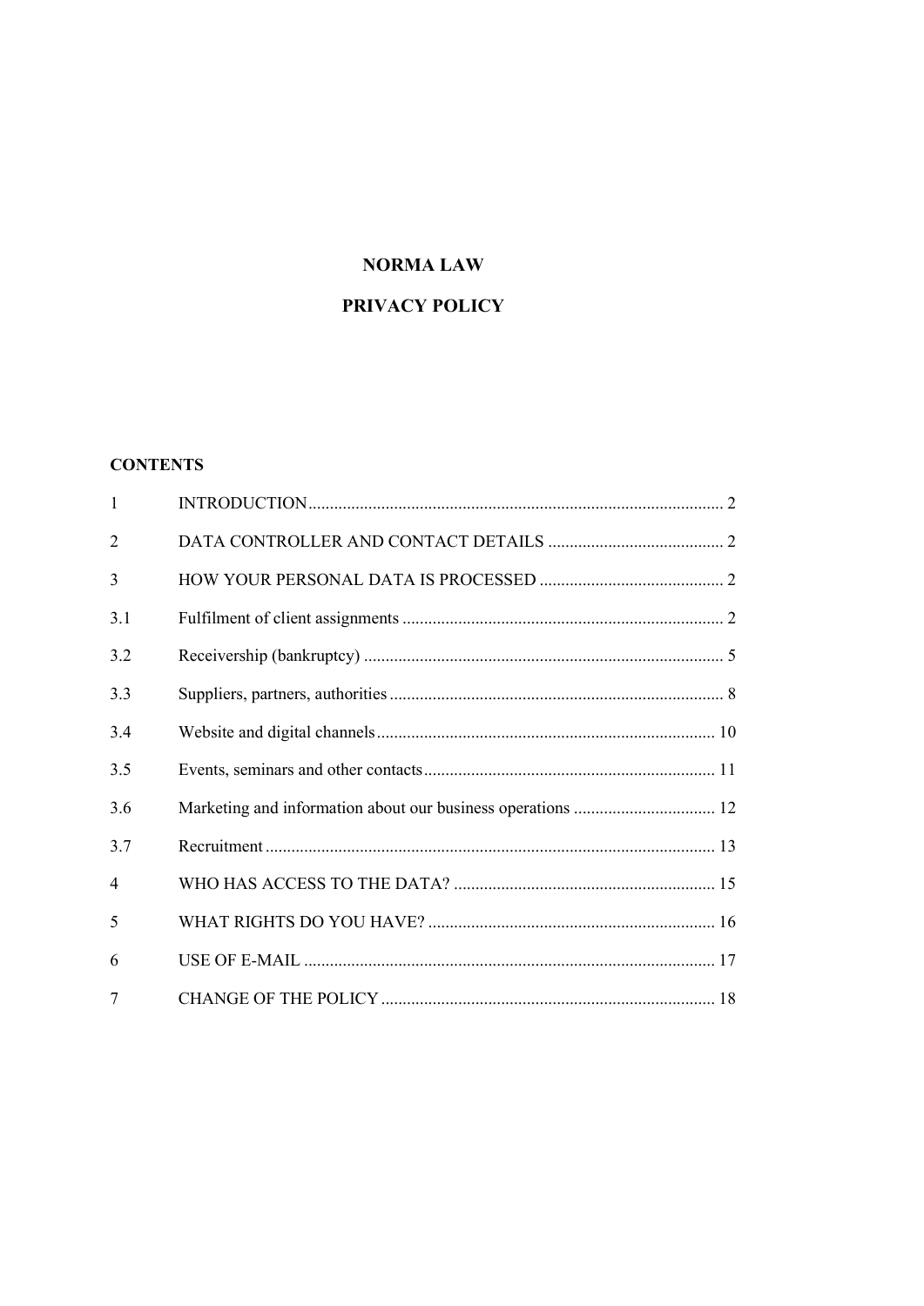# NORMA LAW

# PRIVACY POLICY

**CONTENTS**

| | | |
|---|---|---|
| 1 | INTRODUCTION | 2 |
| 2 | DATA CONTROLLER AND CONTACT DETAILS | 2 |
| 3 | HOW YOUR PERSONAL DATA IS PROCESSED | 2 |
| 3.1 | Fulfilment of client assignments | 2 |
| 3.2 | Receivership (bankruptcy) | 5 |
| 3.3 | Suppliers, partners, authorities | 8 |
| 3.4 | Website and digital channels | 10 |
| 3.5 | Events, seminars and other contacts | 11 |
| 3.6 | Marketing and information about our business operations | 12 |
| 3.7 | Recruitment | 13 |
| 4 | WHO HAS ACCESS TO THE DATA? | 15 |
| 5 | WHAT RIGHTS DO YOU HAVE? | 16 |
| 6 | USE OF E-MAIL | 17 |
| 7 | CHANGE OF THE POLICY | 18 |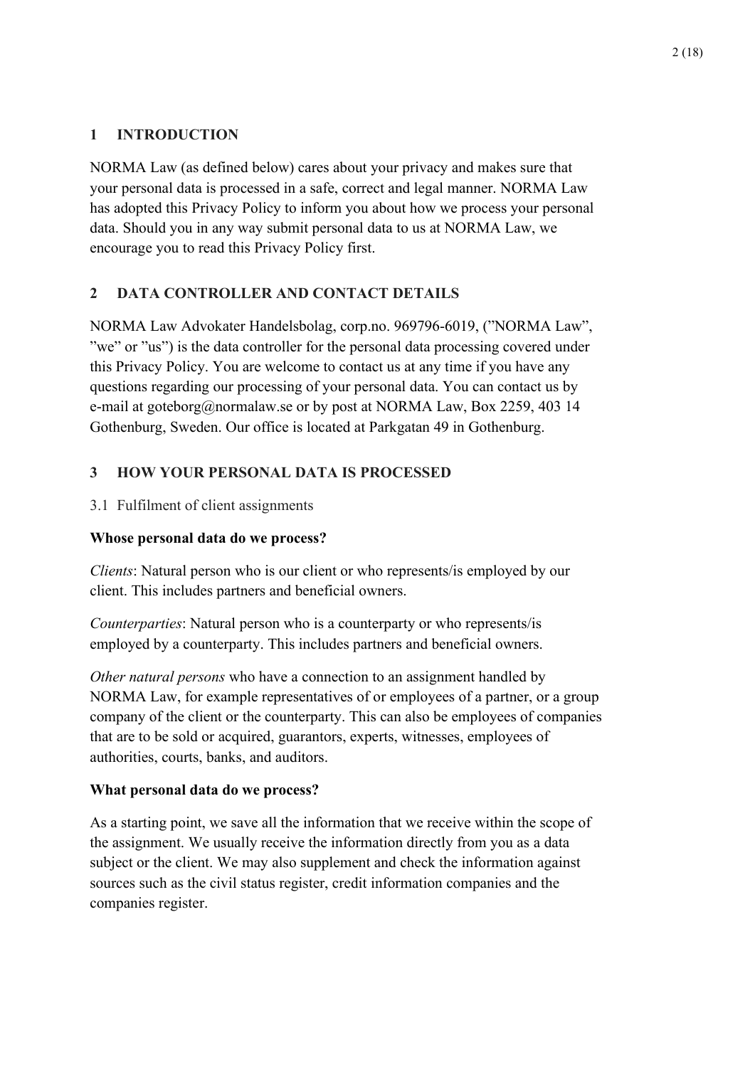## 1 INTRODUCTION

NORMA Law (as defined below) cares about your privacy and makes sure that your personal data is processed in a safe, correct and legal manner. NORMA Law has adopted this Privacy Policy to inform you about how we process your personal data. Should you in any way submit personal data to us at NORMA Law, we encourage you to read this Privacy Policy first.

## 2 DATA CONTROLLER AND CONTACT DETAILS

NORMA Law Advokater Handelsbolag, corp.no. 969796-6019, (”NORMA Law”, ”we” or ”us”) is the data controller for the personal data processing covered under this Privacy Policy. You are welcome to contact us at any time if you have any questions regarding our processing of your personal data. You can contact us by e-mail at goteborg@normalaw.se or by post at NORMA Law, Box 2259, 403 14 Gothenburg, Sweden. Our office is located at Parkgatan 49 in Gothenburg.

## 3 HOW YOUR PERSONAL DATA IS PROCESSED

### 3.1 Fulfilment of client assignments

**Whose personal data do we process?**

*Clients*: Natural person who is our client or who represents/is employed by our client. This includes partners and beneficial owners.

*Counterparties*: Natural person who is a counterparty or who represents/is employed by a counterparty. This includes partners and beneficial owners.

*Other natural persons* who have a connection to an assignment handled by NORMA Law, for example representatives of or employees of a partner, or a group company of the client or the counterparty. This can also be employees of companies that are to be sold or acquired, guarantors, experts, witnesses, employees of authorities, courts, banks, and auditors.

**What personal data do we process?**

As a starting point, we save all the information that we receive within the scope of the assignment. We usually receive the information directly from you as a data subject or the client. We may also supplement and check the information against sources such as the civil status register, credit information companies and the companies register.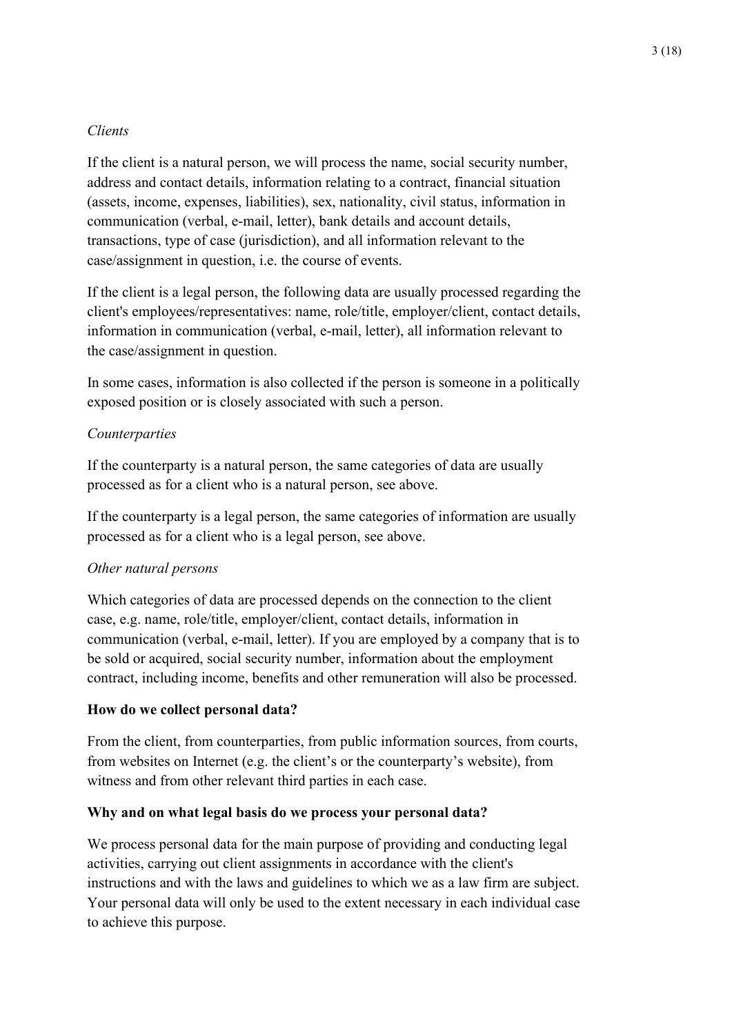*Clients*

If the client is a natural person, we will process the name, social security number, address and contact details, information relating to a contract, financial situation (assets, income, expenses, liabilities), sex, nationality, civil status, information in communication (verbal, e-mail, letter), bank details and account details, transactions, type of case (jurisdiction), and all information relevant to the case/assignment in question, i.e. the course of events.

If the client is a legal person, the following data are usually processed regarding the client's employees/representatives: name, role/title, employer/client, contact details, information in communication (verbal, e-mail, letter), all information relevant to the case/assignment in question.

In some cases, information is also collected if the person is someone in a politically exposed position or is closely associated with such a person.

*Counterparties*

If the counterparty is a natural person, the same categories of data are usually processed as for a client who is a natural person, see above.

If the counterparty is a legal person, the same categories of information are usually processed as for a client who is a legal person, see above.

*Other natural persons*

Which categories of data are processed depends on the connection to the client case, e.g. name, role/title, employer/client, contact details, information in communication (verbal, e-mail, letter). If you are employed by a company that is to be sold or acquired, social security number, information about the employment contract, including income, benefits and other remuneration will also be processed.

**How do we collect personal data?**

From the client, from counterparties, from public information sources, from courts, from websites on Internet (e.g. the client's or the counterparty's website), from witness and from other relevant third parties in each case.

**Why and on what legal basis do we process your personal data?**

We process personal data for the main purpose of providing and conducting legal activities, carrying out client assignments in accordance with the client's instructions and with the laws and guidelines to which we as a law firm are subject. Your personal data will only be used to the extent necessary in each individual case to achieve this purpose.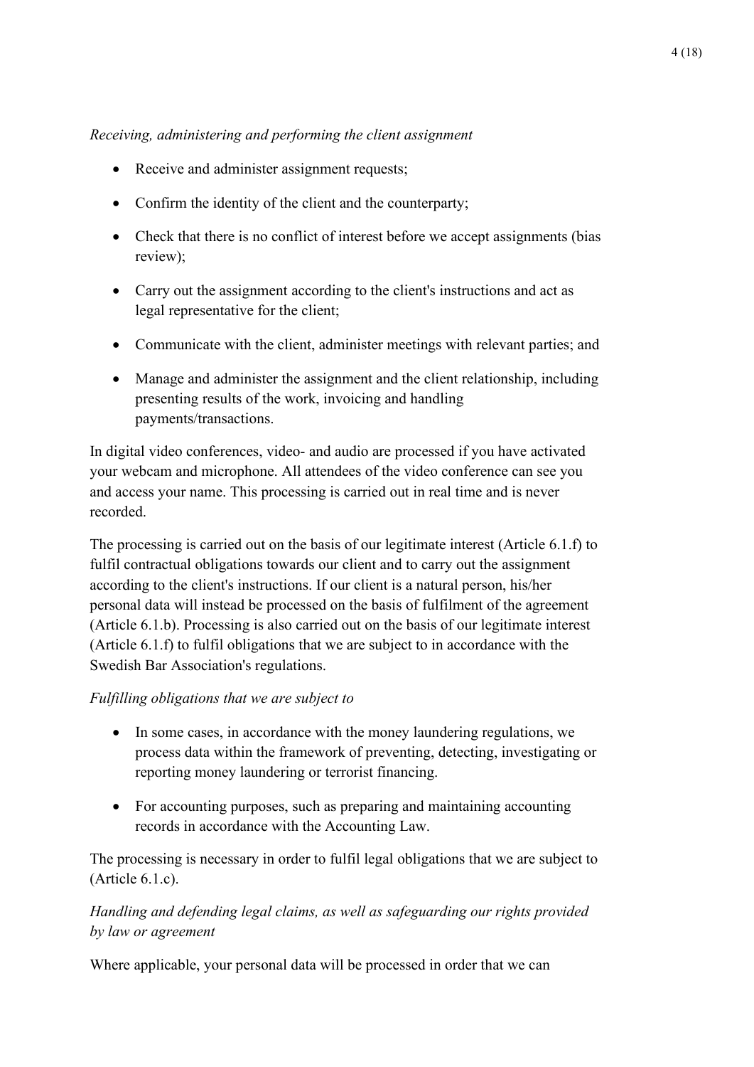*Receiving, administering and performing the client assignment*

- Receive and administer assignment requests;
- Confirm the identity of the client and the counterparty;
- Check that there is no conflict of interest before we accept assignments (bias review);
- Carry out the assignment according to the client's instructions and act as legal representative for the client;
- Communicate with the client, administer meetings with relevant parties; and
- Manage and administer the assignment and the client relationship, including presenting results of the work, invoicing and handling payments/transactions.

In digital video conferences, video- and audio are processed if you have activated your webcam and microphone. All attendees of the video conference can see you and access your name. This processing is carried out in real time and is never recorded.

The processing is carried out on the basis of our legitimate interest (Article 6.1.f) to fulfil contractual obligations towards our client and to carry out the assignment according to the client's instructions. If our client is a natural person, his/her personal data will instead be processed on the basis of fulfilment of the agreement (Article 6.1.b). Processing is also carried out on the basis of our legitimate interest (Article 6.1.f) to fulfil obligations that we are subject to in accordance with the Swedish Bar Association's regulations.

*Fulfilling obligations that we are subject to*

- In some cases, in accordance with the money laundering regulations, we process data within the framework of preventing, detecting, investigating or reporting money laundering or terrorist financing.
- For accounting purposes, such as preparing and maintaining accounting records in accordance with the Accounting Law.

The processing is necessary in order to fulfil legal obligations that we are subject to (Article 6.1.c).

*Handling and defending legal claims, as well as safeguarding our rights provided by law or agreement*

Where applicable, your personal data will be processed in order that we can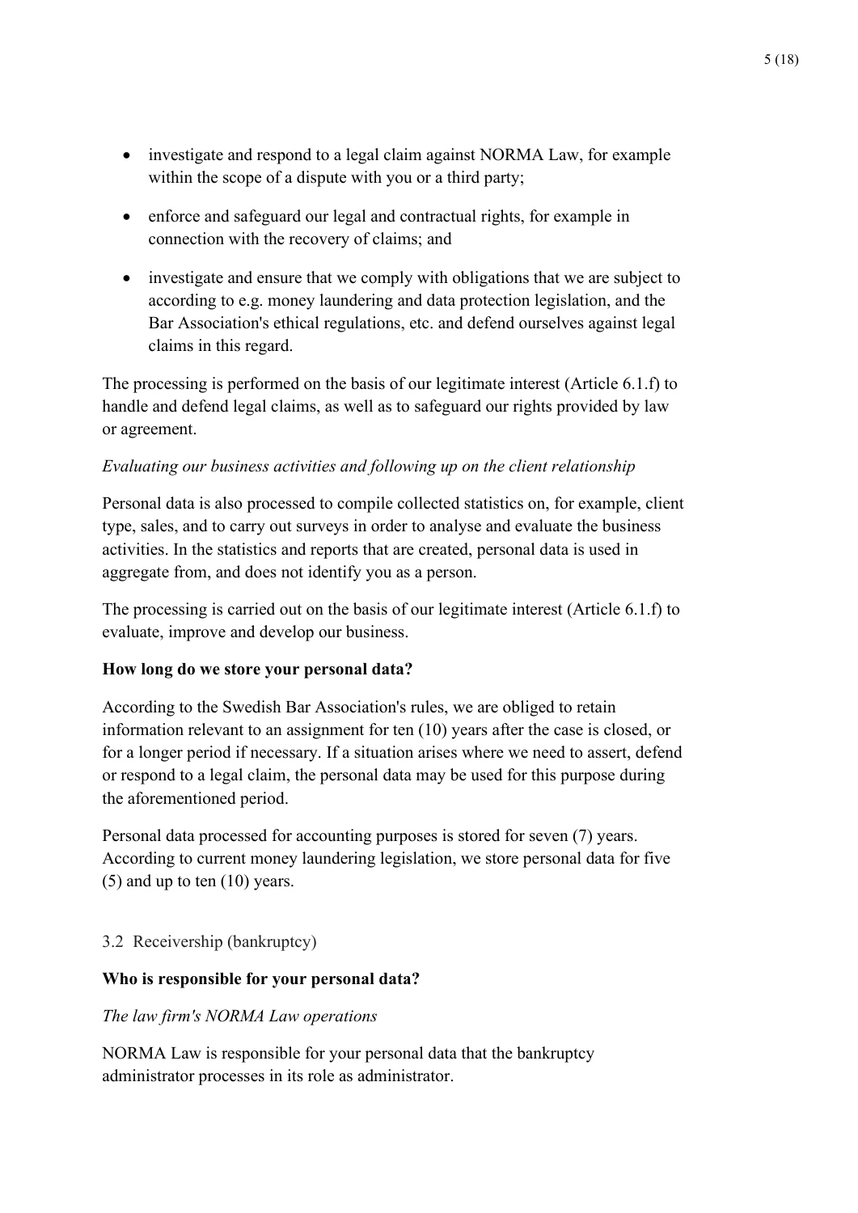- investigate and respond to a legal claim against NORMA Law, for example within the scope of a dispute with you or a third party;
- enforce and safeguard our legal and contractual rights, for example in connection with the recovery of claims; and
- investigate and ensure that we comply with obligations that we are subject to according to e.g. money laundering and data protection legislation, and the Bar Association's ethical regulations, etc. and defend ourselves against legal claims in this regard.

The processing is performed on the basis of our legitimate interest (Article 6.1.f) to handle and defend legal claims, as well as to safeguard our rights provided by law or agreement.

*Evaluating our business activities and following up on the client relationship*

Personal data is also processed to compile collected statistics on, for example, client type, sales, and to carry out surveys in order to analyse and evaluate the business activities. In the statistics and reports that are created, personal data is used in aggregate from, and does not identify you as a person.

The processing is carried out on the basis of our legitimate interest (Article 6.1.f) to evaluate, improve and develop our business.

**How long do we store your personal data?**

According to the Swedish Bar Association's rules, we are obliged to retain information relevant to an assignment for ten (10) years after the case is closed, or for a longer period if necessary. If a situation arises where we need to assert, defend or respond to a legal claim, the personal data may be used for this purpose during the aforementioned period.

Personal data processed for accounting purposes is stored for seven (7) years. According to current money laundering legislation, we store personal data for five (5) and up to ten (10) years.

## 3.2 Receivership (bankruptcy)

**Who is responsible for your personal data?**

*The law firm's NORMA Law operations*

NORMA Law is responsible for your personal data that the bankruptcy administrator processes in its role as administrator.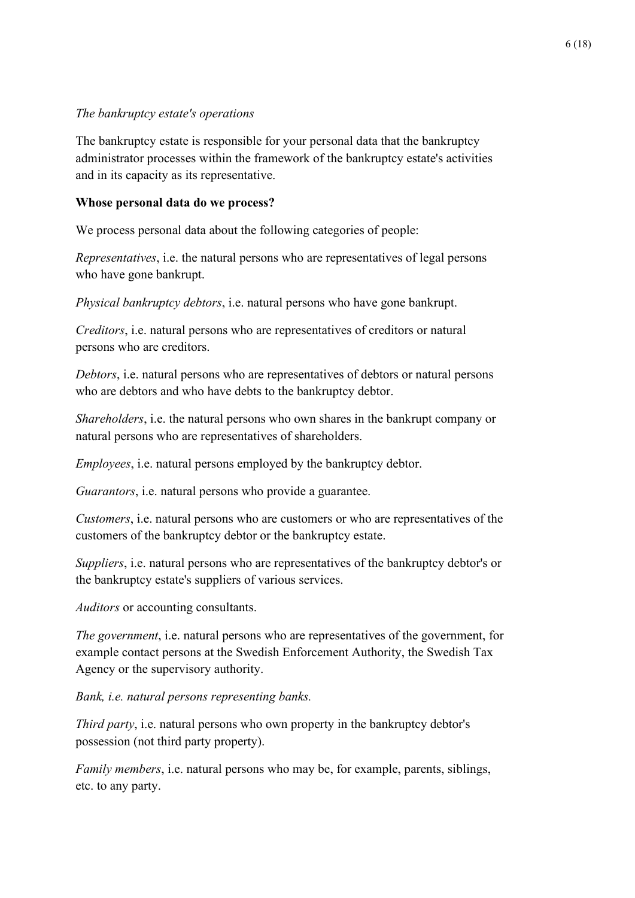*The bankruptcy estate's operations*

The bankruptcy estate is responsible for your personal data that the bankruptcy administrator processes within the framework of the bankruptcy estate's activities and in its capacity as its representative.

**Whose personal data do we process?**

We process personal data about the following categories of people:

*Representatives*, i.e. the natural persons who are representatives of legal persons who have gone bankrupt.

*Physical bankruptcy debtors*, i.e. natural persons who have gone bankrupt.

*Creditors*, i.e. natural persons who are representatives of creditors or natural persons who are creditors.

*Debtors*, i.e. natural persons who are representatives of debtors or natural persons who are debtors and who have debts to the bankruptcy debtor.

*Shareholders*, i.e. the natural persons who own shares in the bankrupt company or natural persons who are representatives of shareholders.

*Employees*, i.e. natural persons employed by the bankruptcy debtor.

*Guarantors*, i.e. natural persons who provide a guarantee.

*Customers*, i.e. natural persons who are customers or who are representatives of the customers of the bankruptcy debtor or the bankruptcy estate.

*Suppliers*, i.e. natural persons who are representatives of the bankruptcy debtor's or the bankruptcy estate's suppliers of various services.

*Auditors* or accounting consultants.

*The government*, i.e. natural persons who are representatives of the government, for example contact persons at the Swedish Enforcement Authority, the Swedish Tax Agency or the supervisory authority.

*Bank, i.e. natural persons representing banks.*

*Third party*, i.e. natural persons who own property in the bankruptcy debtor's possession (not third party property).

*Family members*, i.e. natural persons who may be, for example, parents, siblings, etc. to any party.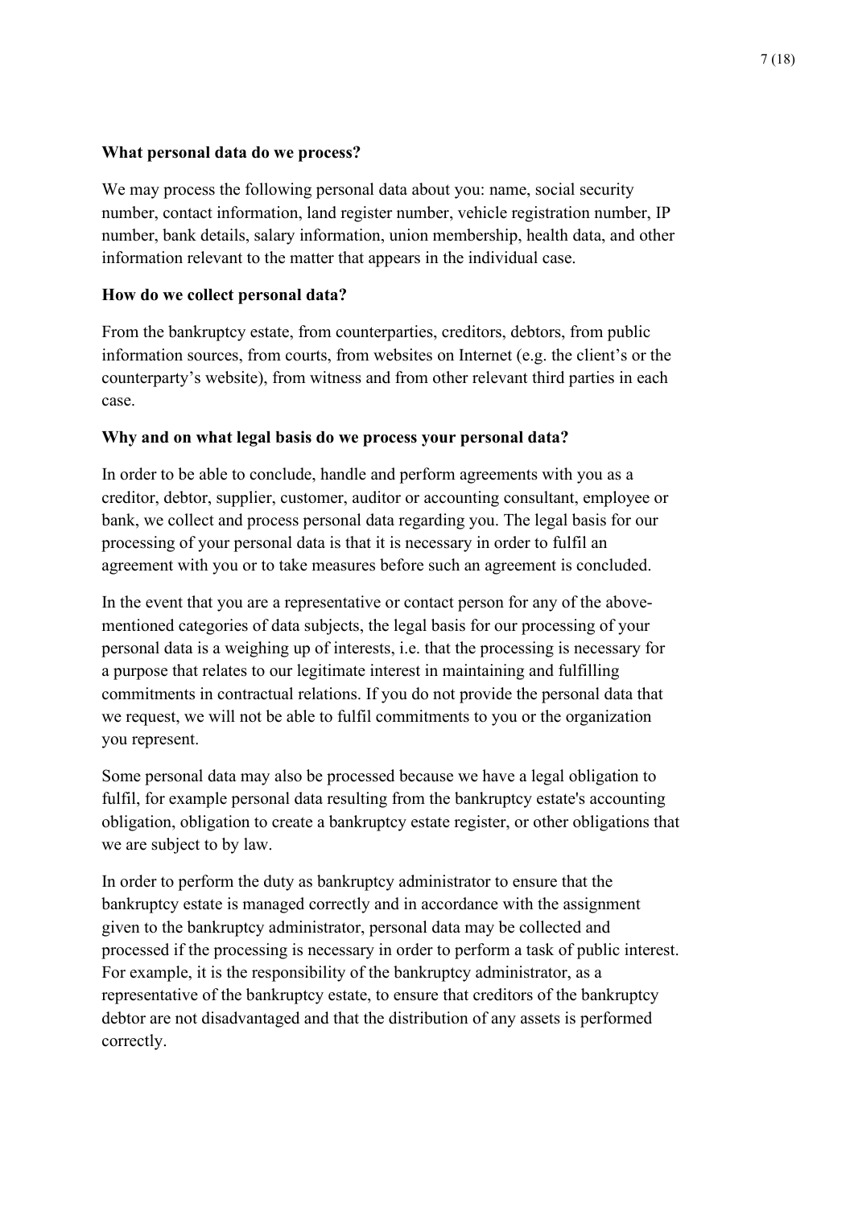**What personal data do we process?**

We may process the following personal data about you: name, social security number, contact information, land register number, vehicle registration number, IP number, bank details, salary information, union membership, health data, and other information relevant to the matter that appears in the individual case.

**How do we collect personal data?**

From the bankruptcy estate, from counterparties, creditors, debtors, from public information sources, from courts, from websites on Internet (e.g. the client's or the counterparty's website), from witness and from other relevant third parties in each case.

**Why and on what legal basis do we process your personal data?**

In order to be able to conclude, handle and perform agreements with you as a creditor, debtor, supplier, customer, auditor or accounting consultant, employee or bank, we collect and process personal data regarding you. The legal basis for our processing of your personal data is that it is necessary in order to fulfil an agreement with you or to take measures before such an agreement is concluded.

In the event that you are a representative or contact person for any of the above-mentioned categories of data subjects, the legal basis for our processing of your personal data is a weighing up of interests, i.e. that the processing is necessary for a purpose that relates to our legitimate interest in maintaining and fulfilling commitments in contractual relations. If you do not provide the personal data that we request, we will not be able to fulfil commitments to you or the organization you represent.

Some personal data may also be processed because we have a legal obligation to fulfil, for example personal data resulting from the bankruptcy estate's accounting obligation, obligation to create a bankruptcy estate register, or other obligations that we are subject to by law.

In order to perform the duty as bankruptcy administrator to ensure that the bankruptcy estate is managed correctly and in accordance with the assignment given to the bankruptcy administrator, personal data may be collected and processed if the processing is necessary in order to perform a task of public interest. For example, it is the responsibility of the bankruptcy administrator, as a representative of the bankruptcy estate, to ensure that creditors of the bankruptcy debtor are not disadvantaged and that the distribution of any assets is performed correctly.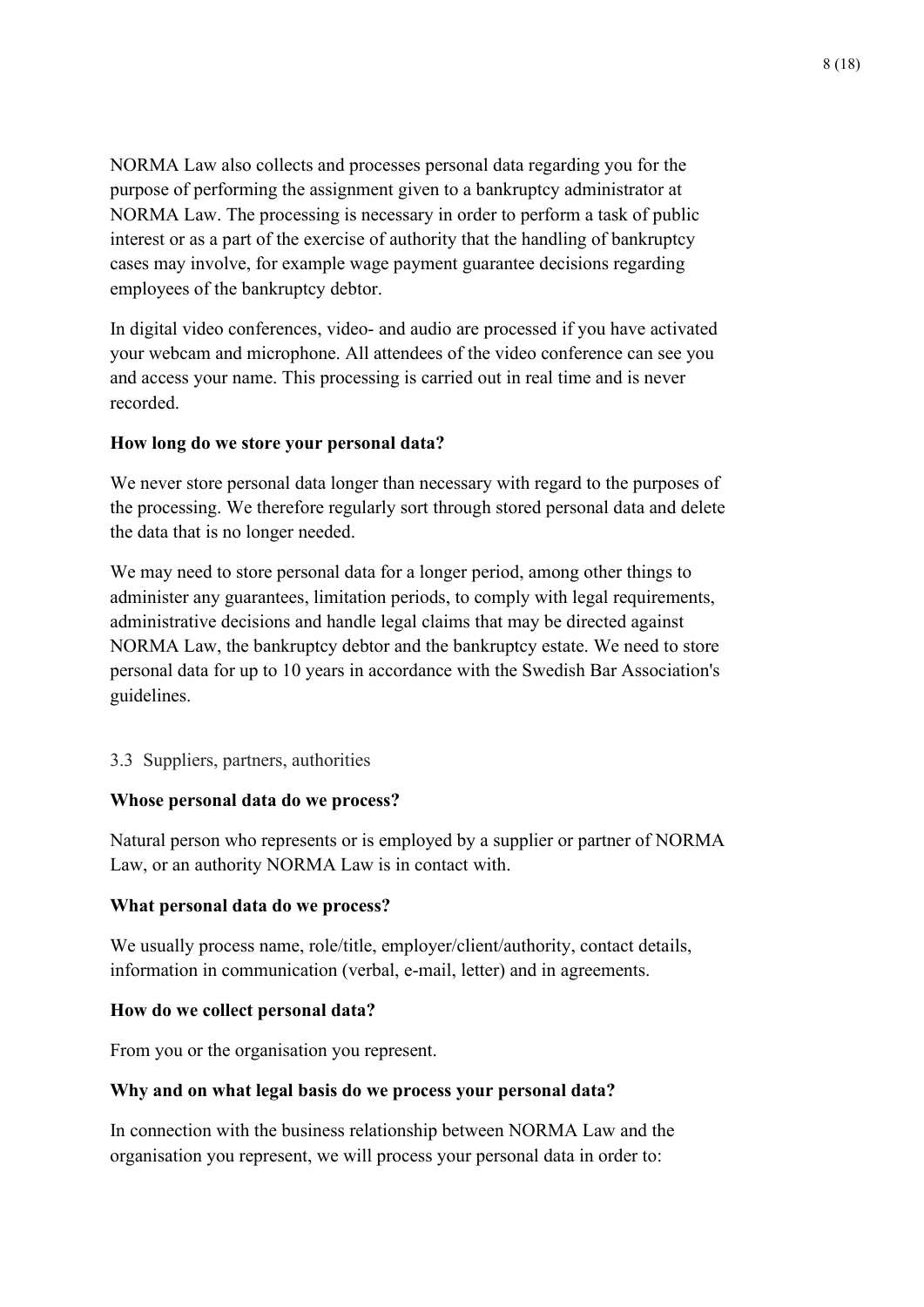NORMA Law also collects and processes personal data regarding you for the purpose of performing the assignment given to a bankruptcy administrator at NORMA Law. The processing is necessary in order to perform a task of public interest or as a part of the exercise of authority that the handling of bankruptcy cases may involve, for example wage payment guarantee decisions regarding employees of the bankruptcy debtor.

In digital video conferences, video- and audio are processed if you have activated your webcam and microphone. All attendees of the video conference can see you and access your name. This processing is carried out in real time and is never recorded.

**How long do we store your personal data?**

We never store personal data longer than necessary with regard to the purposes of the processing. We therefore regularly sort through stored personal data and delete the data that is no longer needed.

We may need to store personal data for a longer period, among other things to administer any guarantees, limitation periods, to comply with legal requirements, administrative decisions and handle legal claims that may be directed against NORMA Law, the bankruptcy debtor and the bankruptcy estate. We need to store personal data for up to 10 years in accordance with the Swedish Bar Association's guidelines.

### 3.3 Suppliers, partners, authorities

**Whose personal data do we process?**

Natural person who represents or is employed by a supplier or partner of NORMA Law, or an authority NORMA Law is in contact with.

**What personal data do we process?**

We usually process name, role/title, employer/client/authority, contact details, information in communication (verbal, e-mail, letter) and in agreements.

**How do we collect personal data?**

From you or the organisation you represent.

**Why and on what legal basis do we process your personal data?**

In connection with the business relationship between NORMA Law and the organisation you represent, we will process your personal data in order to: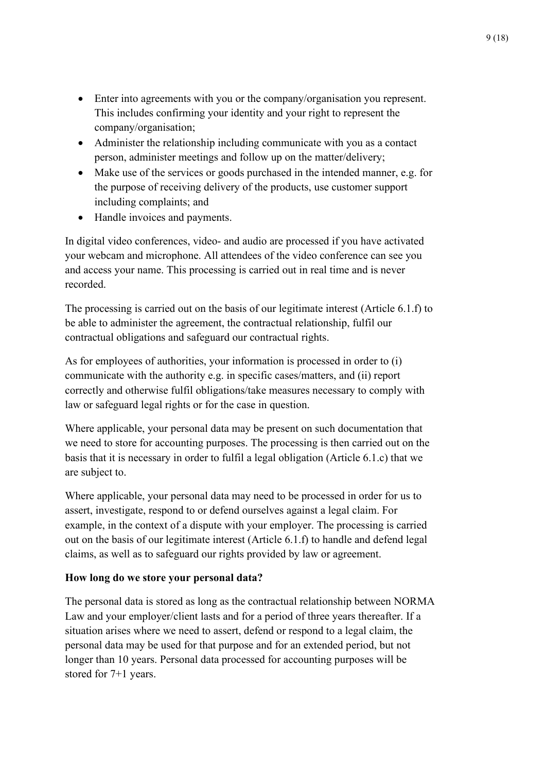- Enter into agreements with you or the company/organisation you represent. This includes confirming your identity and your right to represent the company/organisation;
- Administer the relationship including communicate with you as a contact person, administer meetings and follow up on the matter/delivery;
- Make use of the services or goods purchased in the intended manner, e.g. for the purpose of receiving delivery of the products, use customer support including complaints; and
- Handle invoices and payments.

In digital video conferences, video- and audio are processed if you have activated your webcam and microphone. All attendees of the video conference can see you and access your name. This processing is carried out in real time and is never recorded.

The processing is carried out on the basis of our legitimate interest (Article 6.1.f) to be able to administer the agreement, the contractual relationship, fulfil our contractual obligations and safeguard our contractual rights.

As for employees of authorities, your information is processed in order to (i) communicate with the authority e.g. in specific cases/matters, and (ii) report correctly and otherwise fulfil obligations/take measures necessary to comply with law or safeguard legal rights or for the case in question.

Where applicable, your personal data may be present on such documentation that we need to store for accounting purposes. The processing is then carried out on the basis that it is necessary in order to fulfil a legal obligation (Article 6.1.c) that we are subject to.

Where applicable, your personal data may need to be processed in order for us to assert, investigate, respond to or defend ourselves against a legal claim. For example, in the context of a dispute with your employer. The processing is carried out on the basis of our legitimate interest (Article 6.1.f) to handle and defend legal claims, as well as to safeguard our rights provided by law or agreement.

**How long do we store your personal data?**

The personal data is stored as long as the contractual relationship between NORMA Law and your employer/client lasts and for a period of three years thereafter. If a situation arises where we need to assert, defend or respond to a legal claim, the personal data may be used for that purpose and for an extended period, but not longer than 10 years. Personal data processed for accounting purposes will be stored for 7+1 years.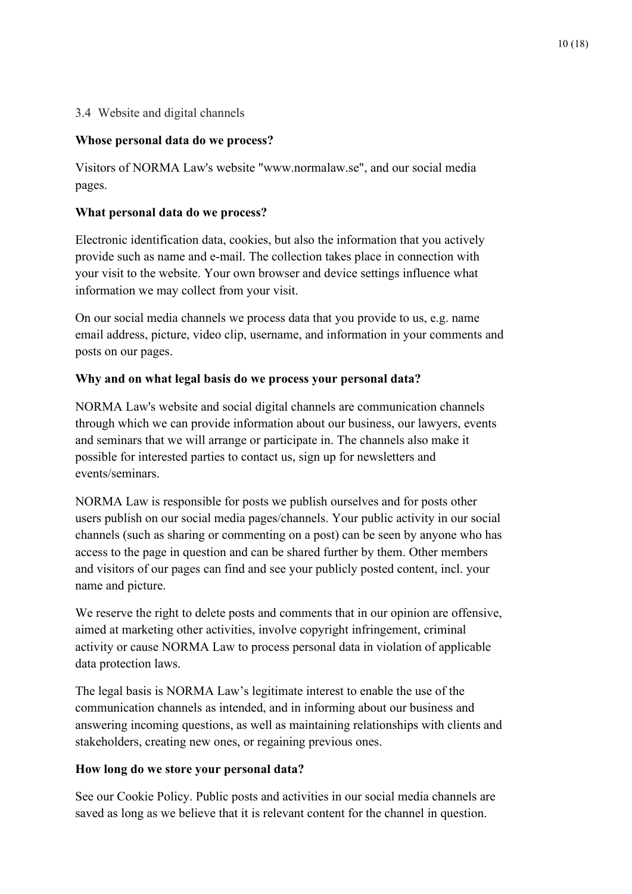### 3.4 Website and digital channels

**Whose personal data do we process?**

Visitors of NORMA Law's website "www.normalaw.se", and our social media pages.

**What personal data do we process?**

Electronic identification data, cookies, but also the information that you actively provide such as name and e-mail. The collection takes place in connection with your visit to the website. Your own browser and device settings influence what information we may collect from your visit.

On our social media channels we process data that you provide to us, e.g. name email address, picture, video clip, username, and information in your comments and posts on our pages.

**Why and on what legal basis do we process your personal data?**

NORMA Law's website and social digital channels are communication channels through which we can provide information about our business, our lawyers, events and seminars that we will arrange or participate in. The channels also make it possible for interested parties to contact us, sign up for newsletters and events/seminars.

NORMA Law is responsible for posts we publish ourselves and for posts other users publish on our social media pages/channels. Your public activity in our social channels (such as sharing or commenting on a post) can be seen by anyone who has access to the page in question and can be shared further by them. Other members and visitors of our pages can find and see your publicly posted content, incl. your name and picture.

We reserve the right to delete posts and comments that in our opinion are offensive, aimed at marketing other activities, involve copyright infringement, criminal activity or cause NORMA Law to process personal data in violation of applicable data protection laws.

The legal basis is NORMA Law's legitimate interest to enable the use of the communication channels as intended, and in informing about our business and answering incoming questions, as well as maintaining relationships with clients and stakeholders, creating new ones, or regaining previous ones.

**How long do we store your personal data?**

See our Cookie Policy. Public posts and activities in our social media channels are saved as long as we believe that it is relevant content for the channel in question.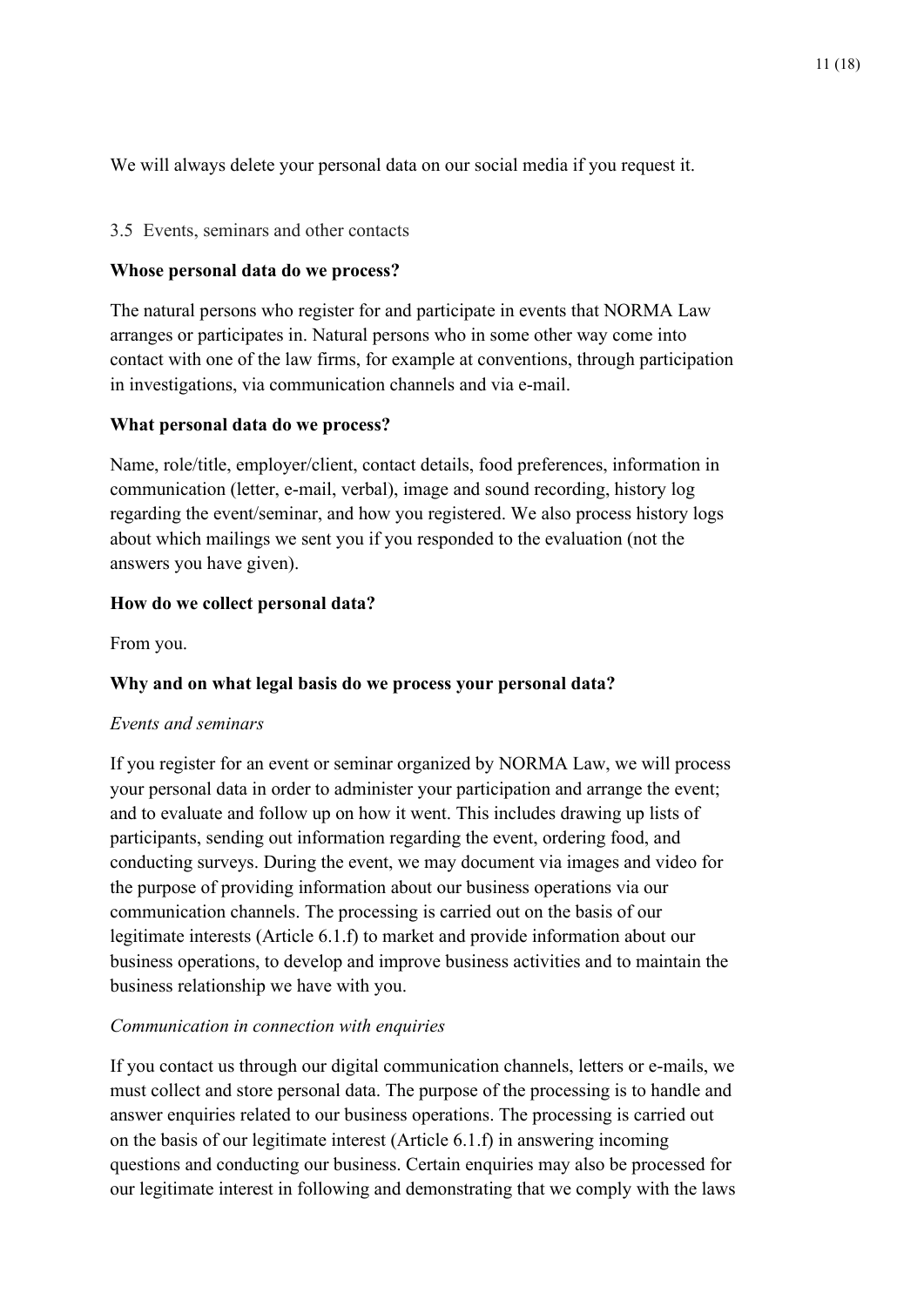We will always delete your personal data on our social media if you request it.

## 3.5 Events, seminars and other contacts

**Whose personal data do we process?**

The natural persons who register for and participate in events that NORMA Law arranges or participates in. Natural persons who in some other way come into contact with one of the law firms, for example at conventions, through participation in investigations, via communication channels and via e-mail.

**What personal data do we process?**

Name, role/title, employer/client, contact details, food preferences, information in communication (letter, e-mail, verbal), image and sound recording, history log regarding the event/seminar, and how you registered. We also process history logs about which mailings we sent you if you responded to the evaluation (not the answers you have given).

**How do we collect personal data?**

From you.

**Why and on what legal basis do we process your personal data?**

*Events and seminars*

If you register for an event or seminar organized by NORMA Law, we will process your personal data in order to administer your participation and arrange the event; and to evaluate and follow up on how it went. This includes drawing up lists of participants, sending out information regarding the event, ordering food, and conducting surveys. During the event, we may document via images and video for the purpose of providing information about our business operations via our communication channels. The processing is carried out on the basis of our legitimate interests (Article 6.1.f) to market and provide information about our business operations, to develop and improve business activities and to maintain the business relationship we have with you.

*Communication in connection with enquiries*

If you contact us through our digital communication channels, letters or e-mails, we must collect and store personal data. The purpose of the processing is to handle and answer enquiries related to our business operations. The processing is carried out on the basis of our legitimate interest (Article 6.1.f) in answering incoming questions and conducting our business. Certain enquiries may also be processed for our legitimate interest in following and demonstrating that we comply with the laws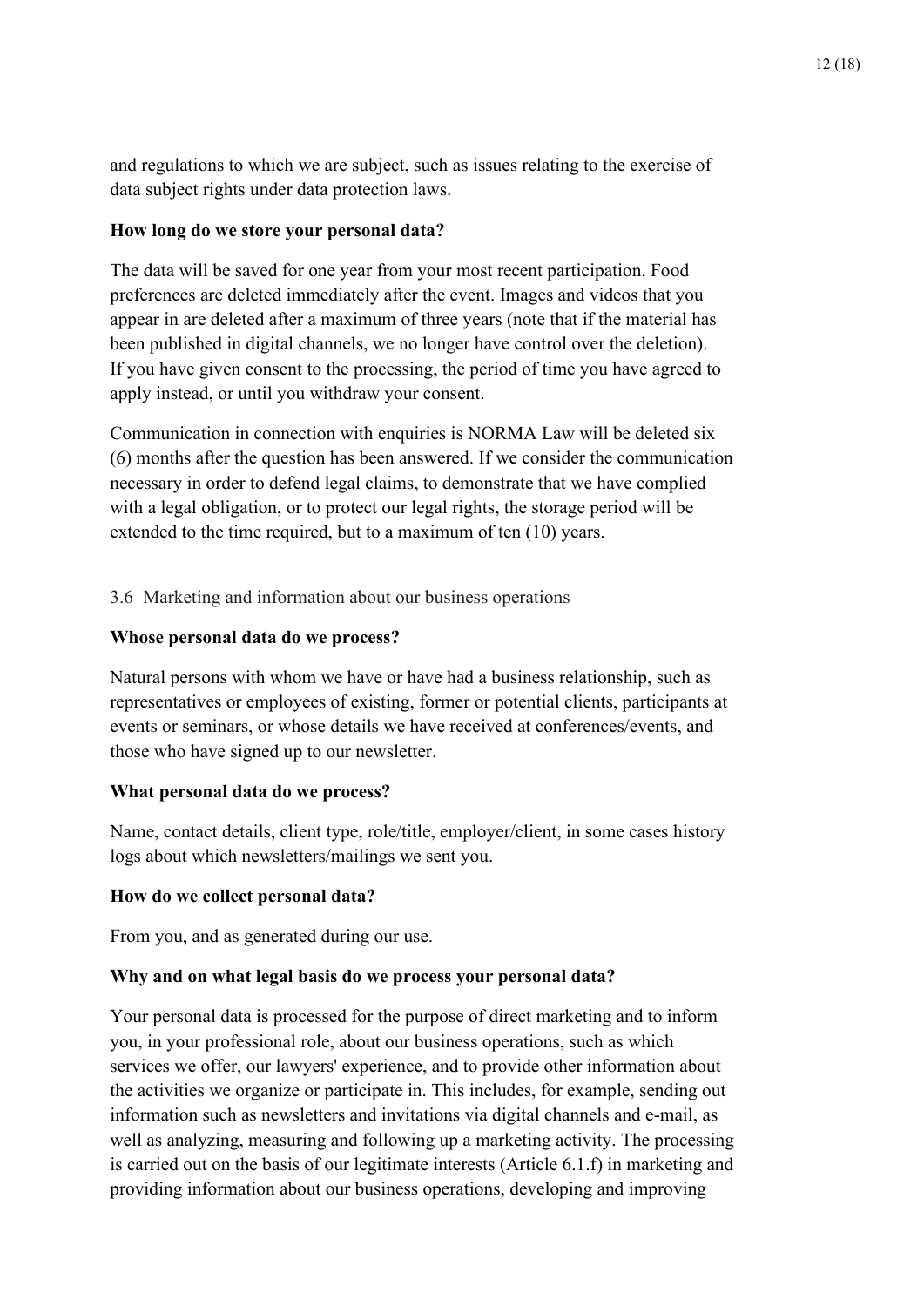and regulations to which we are subject, such as issues relating to the exercise of data subject rights under data protection laws.

**How long do we store your personal data?**

The data will be saved for one year from your most recent participation. Food preferences are deleted immediately after the event. Images and videos that you appear in are deleted after a maximum of three years (note that if the material has been published in digital channels, we no longer have control over the deletion). If you have given consent to the processing, the period of time you have agreed to apply instead, or until you withdraw your consent.

Communication in connection with enquiries is NORMA Law will be deleted six (6) months after the question has been answered. If we consider the communication necessary in order to defend legal claims, to demonstrate that we have complied with a legal obligation, or to protect our legal rights, the storage period will be extended to the time required, but to a maximum of ten (10) years.

## 3.6 Marketing and information about our business operations

**Whose personal data do we process?**

Natural persons with whom we have or have had a business relationship, such as representatives or employees of existing, former or potential clients, participants at events or seminars, or whose details we have received at conferences/events, and those who have signed up to our newsletter.

**What personal data do we process?**

Name, contact details, client type, role/title, employer/client, in some cases history logs about which newsletters/mailings we sent you.

**How do we collect personal data?**

From you, and as generated during our use.

**Why and on what legal basis do we process your personal data?**

Your personal data is processed for the purpose of direct marketing and to inform you, in your professional role, about our business operations, such as which services we offer, our lawyers' experience, and to provide other information about the activities we organize or participate in. This includes, for example, sending out information such as newsletters and invitations via digital channels and e-mail, as well as analyzing, measuring and following up a marketing activity. The processing is carried out on the basis of our legitimate interests (Article 6.1.f) in marketing and providing information about our business operations, developing and improving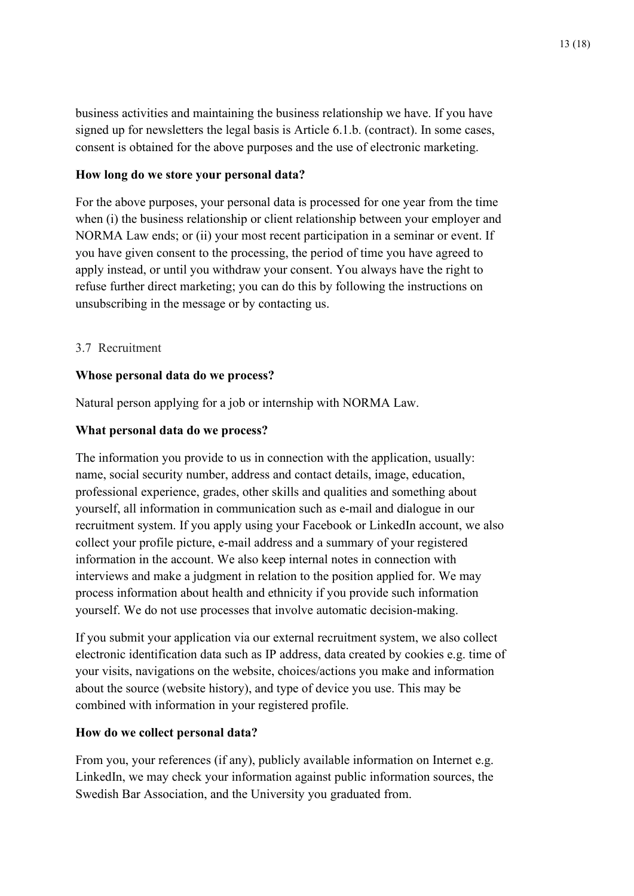business activities and maintaining the business relationship we have. If you have signed up for newsletters the legal basis is Article 6.1.b. (contract). In some cases, consent is obtained for the above purposes and the use of electronic marketing.

**How long do we store your personal data?**

For the above purposes, your personal data is processed for one year from the time when (i) the business relationship or client relationship between your employer and NORMA Law ends; or (ii) your most recent participation in a seminar or event. If you have given consent to the processing, the period of time you have agreed to apply instead, or until you withdraw your consent. You always have the right to refuse further direct marketing; you can do this by following the instructions on unsubscribing in the message or by contacting us.

### 3.7 Recruitment

**Whose personal data do we process?**

Natural person applying for a job or internship with NORMA Law.

**What personal data do we process?**

The information you provide to us in connection with the application, usually: name, social security number, address and contact details, image, education, professional experience, grades, other skills and qualities and something about yourself, all information in communication such as e-mail and dialogue in our recruitment system. If you apply using your Facebook or LinkedIn account, we also collect your profile picture, e-mail address and a summary of your registered information in the account. We also keep internal notes in connection with interviews and make a judgment in relation to the position applied for. We may process information about health and ethnicity if you provide such information yourself. We do not use processes that involve automatic decision-making.

If you submit your application via our external recruitment system, we also collect electronic identification data such as IP address, data created by cookies e.g. time of your visits, navigations on the website, choices/actions you make and information about the source (website history), and type of device you use. This may be combined with information in your registered profile.

**How do we collect personal data?**

From you, your references (if any), publicly available information on Internet e.g. LinkedIn, we may check your information against public information sources, the Swedish Bar Association, and the University you graduated from.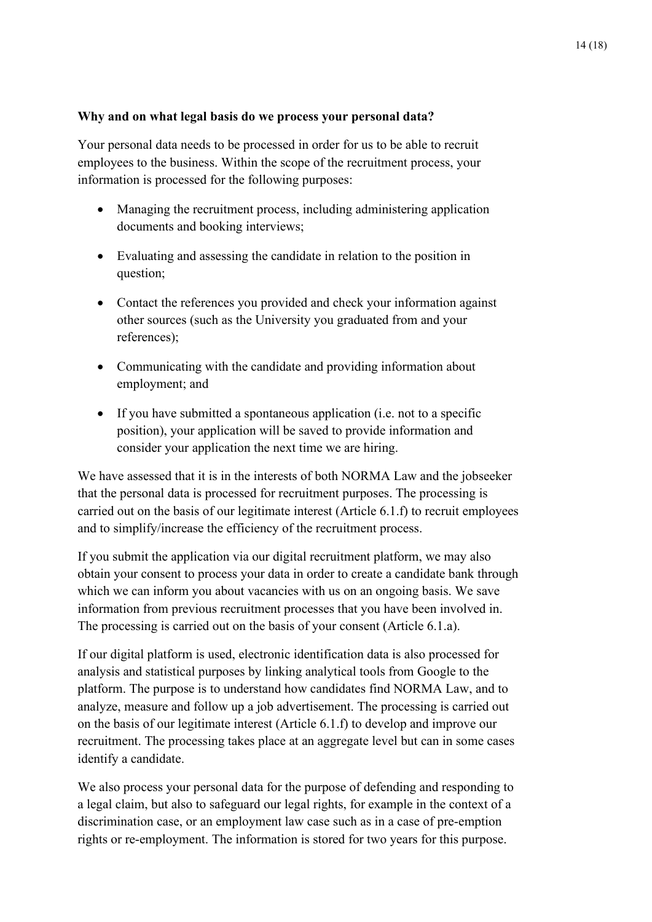**Why and on what legal basis do we process your personal data?**

Your personal data needs to be processed in order for us to be able to recruit employees to the business. Within the scope of the recruitment process, your information is processed for the following purposes:

- Managing the recruitment process, including administering application documents and booking interviews;
- Evaluating and assessing the candidate in relation to the position in question;
- Contact the references you provided and check your information against other sources (such as the University you graduated from and your references);
- Communicating with the candidate and providing information about employment; and
- If you have submitted a spontaneous application (i.e. not to a specific position), your application will be saved to provide information and consider your application the next time we are hiring.

We have assessed that it is in the interests of both NORMA Law and the jobseeker that the personal data is processed for recruitment purposes. The processing is carried out on the basis of our legitimate interest (Article 6.1.f) to recruit employees and to simplify/increase the efficiency of the recruitment process.

If you submit the application via our digital recruitment platform, we may also obtain your consent to process your data in order to create a candidate bank through which we can inform you about vacancies with us on an ongoing basis. We save information from previous recruitment processes that you have been involved in. The processing is carried out on the basis of your consent (Article 6.1.a).

If our digital platform is used, electronic identification data is also processed for analysis and statistical purposes by linking analytical tools from Google to the platform. The purpose is to understand how candidates find NORMA Law, and to analyze, measure and follow up a job advertisement. The processing is carried out on the basis of our legitimate interest (Article 6.1.f) to develop and improve our recruitment. The processing takes place at an aggregate level but can in some cases identify a candidate.

We also process your personal data for the purpose of defending and responding to a legal claim, but also to safeguard our legal rights, for example in the context of a discrimination case, or an employment law case such as in a case of pre-emption rights or re-employment. The information is stored for two years for this purpose.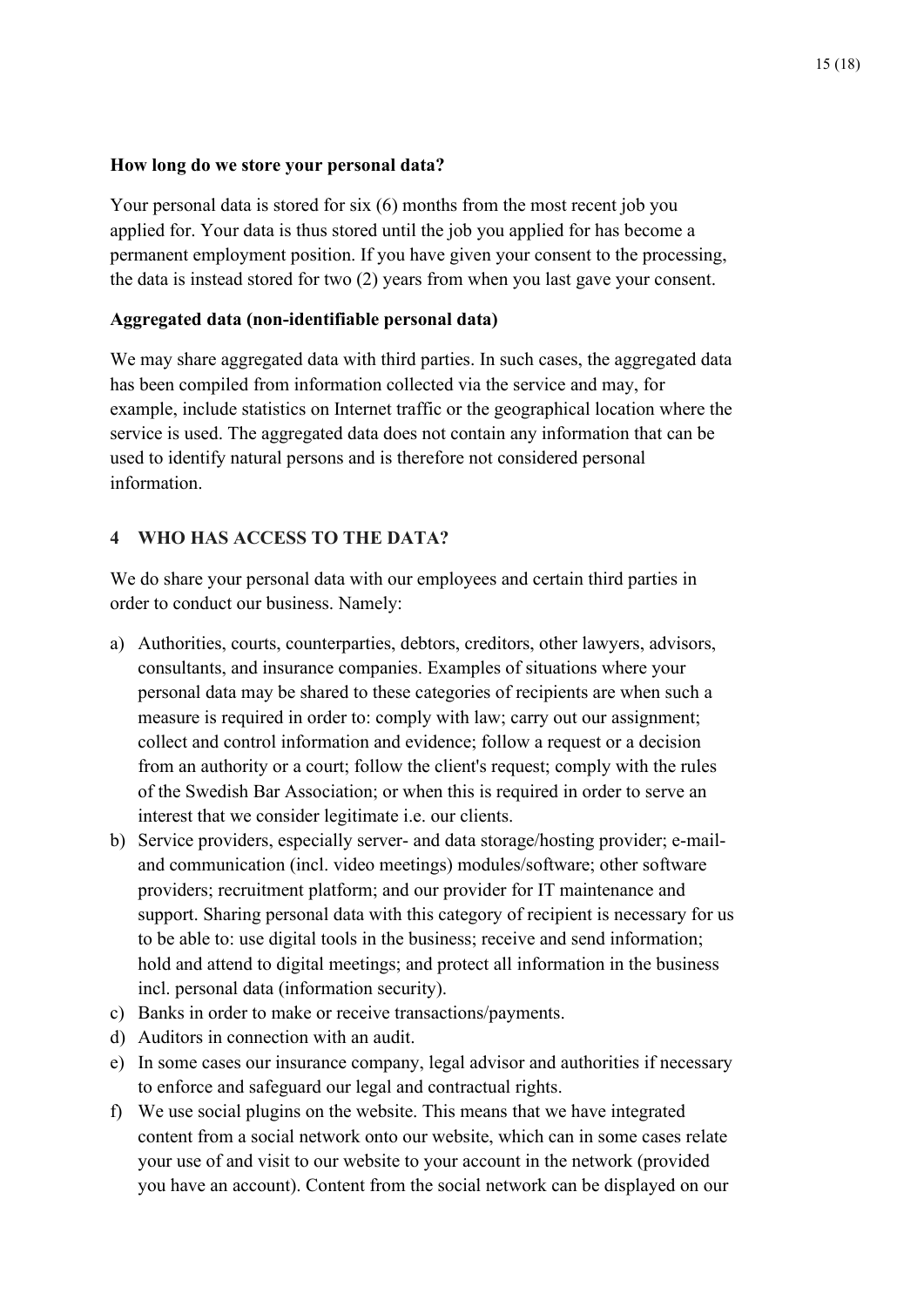**How long do we store your personal data?**

Your personal data is stored for six (6) months from the most recent job you applied for. Your data is thus stored until the job you applied for has become a permanent employment position. If you have given your consent to the processing, the data is instead stored for two (2) years from when you last gave your consent.

**Aggregated data (non-identifiable personal data)**

We may share aggregated data with third parties. In such cases, the aggregated data has been compiled from information collected via the service and may, for example, include statistics on Internet traffic or the geographical location where the service is used. The aggregated data does not contain any information that can be used to identify natural persons and is therefore not considered personal information.

## 4 WHO HAS ACCESS TO THE DATA?

We do share your personal data with our employees and certain third parties in order to conduct our business. Namely:

a) Authorities, courts, counterparties, debtors, creditors, other lawyers, advisors, consultants, and insurance companies. Examples of situations where your personal data may be shared to these categories of recipients are when such a measure is required in order to: comply with law; carry out our assignment; collect and control information and evidence; follow a request or a decision from an authority or a court; follow the client's request; comply with the rules of the Swedish Bar Association; or when this is required in order to serve an interest that we consider legitimate i.e. our clients.
b) Service providers, especially server- and data storage/hosting provider; e-mail- and communication (incl. video meetings) modules/software; other software providers; recruitment platform; and our provider for IT maintenance and support. Sharing personal data with this category of recipient is necessary for us to be able to: use digital tools in the business; receive and send information; hold and attend to digital meetings; and protect all information in the business incl. personal data (information security).
c) Banks in order to make or receive transactions/payments.
d) Auditors in connection with an audit.
e) In some cases our insurance company, legal advisor and authorities if necessary to enforce and safeguard our legal and contractual rights.
f) We use social plugins on the website. This means that we have integrated content from a social network onto our website, which can in some cases relate your use of and visit to our website to your account in the network (provided you have an account). Content from the social network can be displayed on our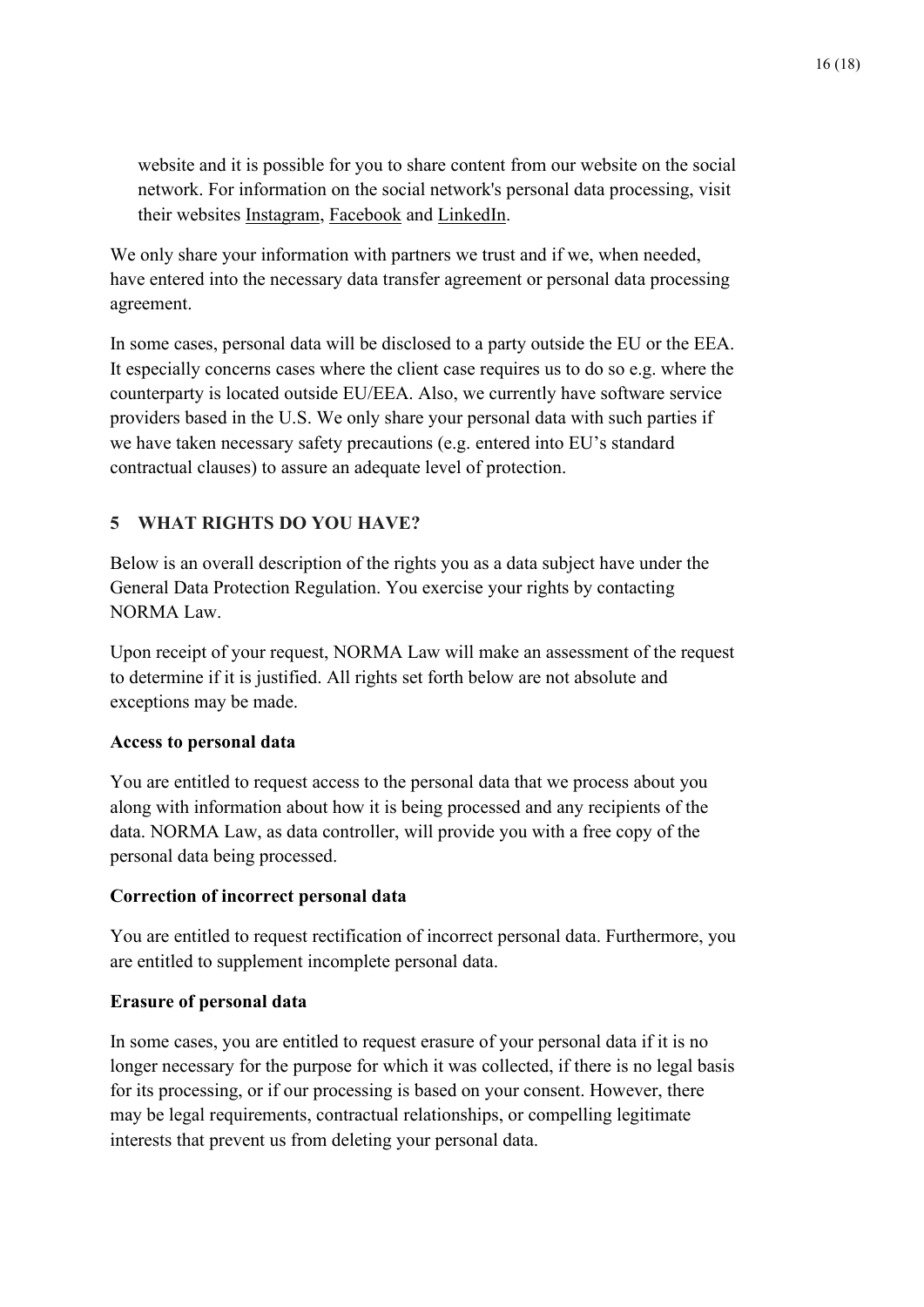website and it is possible for you to share content from our website on the social network. For information on the social network's personal data processing, visit their websites Instagram, Facebook and LinkedIn.

We only share your information with partners we trust and if we, when needed, have entered into the necessary data transfer agreement or personal data processing agreement.

In some cases, personal data will be disclosed to a party outside the EU or the EEA. It especially concerns cases where the client case requires us to do so e.g. where the counterparty is located outside EU/EEA. Also, we currently have software service providers based in the U.S. We only share your personal data with such parties if we have taken necessary safety precautions (e.g. entered into EU's standard contractual clauses) to assure an adequate level of protection.

## 5 WHAT RIGHTS DO YOU HAVE?

Below is an overall description of the rights you as a data subject have under the General Data Protection Regulation. You exercise your rights by contacting NORMA Law.

Upon receipt of your request, NORMA Law will make an assessment of the request to determine if it is justified. All rights set forth below are not absolute and exceptions may be made.

**Access to personal data**

You are entitled to request access to the personal data that we process about you along with information about how it is being processed and any recipients of the data. NORMA Law, as data controller, will provide you with a free copy of the personal data being processed.

**Correction of incorrect personal data**

You are entitled to request rectification of incorrect personal data. Furthermore, you are entitled to supplement incomplete personal data.

**Erasure of personal data**

In some cases, you are entitled to request erasure of your personal data if it is no longer necessary for the purpose for which it was collected, if there is no legal basis for its processing, or if our processing is based on your consent. However, there may be legal requirements, contractual relationships, or compelling legitimate interests that prevent us from deleting your personal data.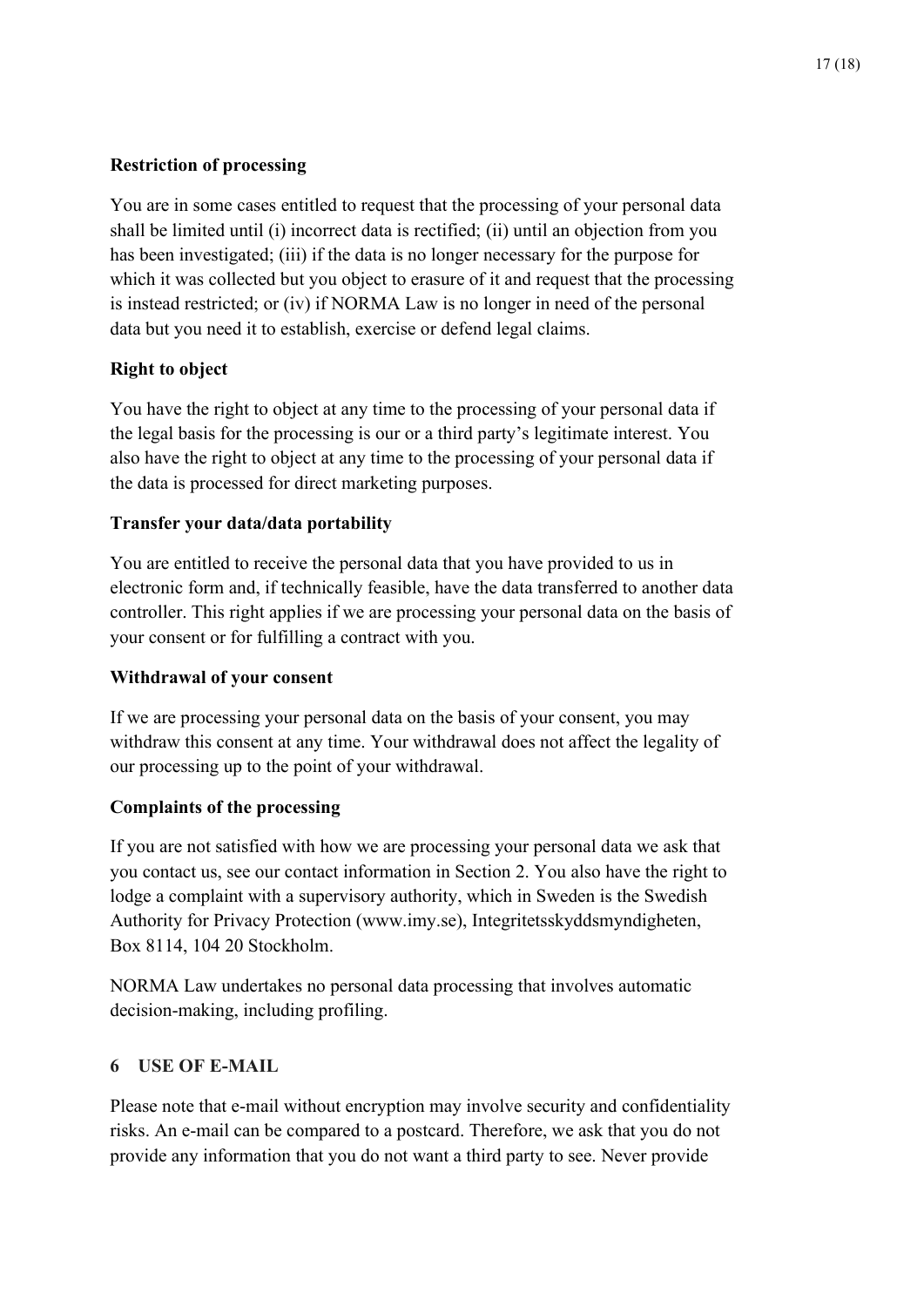**Restriction of processing**

You are in some cases entitled to request that the processing of your personal data shall be limited until (i) incorrect data is rectified; (ii) until an objection from you has been investigated; (iii) if the data is no longer necessary for the purpose for which it was collected but you object to erasure of it and request that the processing is instead restricted; or (iv) if NORMA Law is no longer in need of the personal data but you need it to establish, exercise or defend legal claims.

**Right to object**

You have the right to object at any time to the processing of your personal data if the legal basis for the processing is our or a third party's legitimate interest. You also have the right to object at any time to the processing of your personal data if the data is processed for direct marketing purposes.

**Transfer your data/data portability**

You are entitled to receive the personal data that you have provided to us in electronic form and, if technically feasible, have the data transferred to another data controller. This right applies if we are processing your personal data on the basis of your consent or for fulfilling a contract with you.

**Withdrawal of your consent**

If we are processing your personal data on the basis of your consent, you may withdraw this consent at any time. Your withdrawal does not affect the legality of our processing up to the point of your withdrawal.

**Complaints of the processing**

If you are not satisfied with how we are processing your personal data we ask that you contact us, see our contact information in Section 2. You also have the right to lodge a complaint with a supervisory authority, which in Sweden is the Swedish Authority for Privacy Protection (www.imy.se), Integritetsskyddsmyndigheten, Box 8114, 104 20 Stockholm.

NORMA Law undertakes no personal data processing that involves automatic decision-making, including profiling.

## 6 USE OF E-MAIL

Please note that e-mail without encryption may involve security and confidentiality risks. An e-mail can be compared to a postcard. Therefore, we ask that you do not provide any information that you do not want a third party to see. Never provide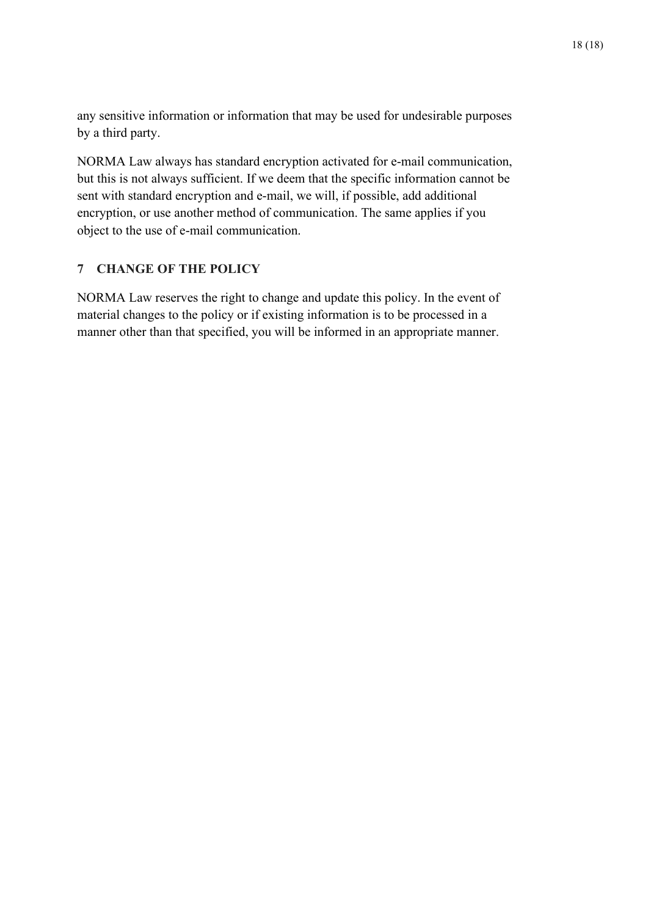any sensitive information or information that may be used for undesirable purposes by a third party.

NORMA Law always has standard encryption activated for e-mail communication, but this is not always sufficient. If we deem that the specific information cannot be sent with standard encryption and e-mail, we will, if possible, add additional encryption, or use another method of communication. The same applies if you object to the use of e-mail communication.

## 7 CHANGE OF THE POLICY

NORMA Law reserves the right to change and update this policy. In the event of material changes to the policy or if existing information is to be processed in a manner other than that specified, you will be informed in an appropriate manner.